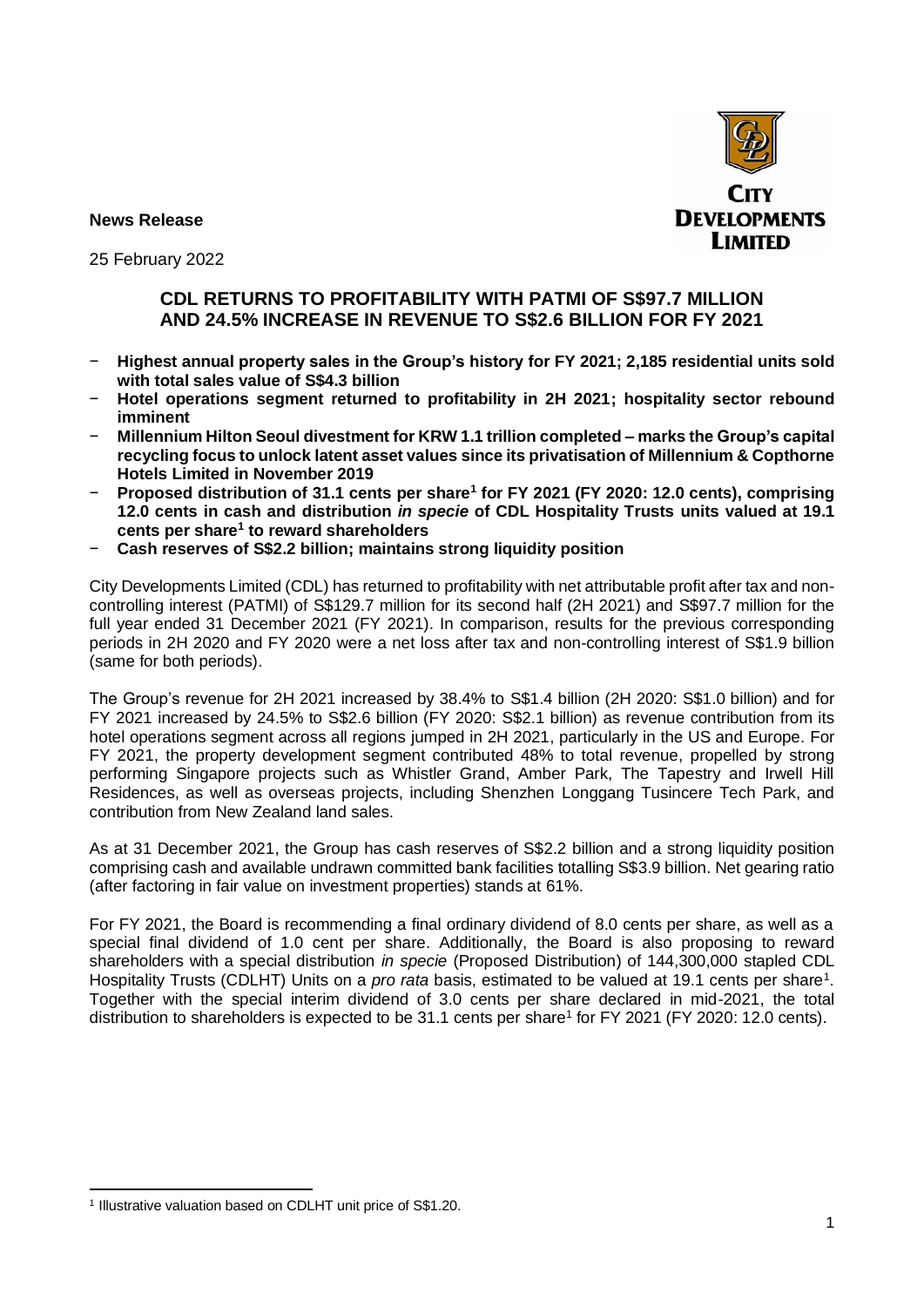**News Release**

25 February 2022

## CDL RETURNS TO PROFITABILITY WITH PATMI OF S$97.7 MILLION AND 24.5% INCREASE IN REVENUE TO S$2.6 BILLION FOR FY 2021

- **Highest annual property sales in the Group's history for FY 2021; 2,185 residential units sold with total sales value of S$4.3 billion**
- **Hotel operations segment returned to profitability in 2H 2021; hospitality sector rebound imminent**
- **Millennium Hilton Seoul divestment for KRW 1.1 trillion completed – marks the Group's capital recycling focus to unlock latent asset values since its privatisation of Millennium & Copthorne Hotels Limited in November 2019**
- **Proposed distribution of 31.1 cents per share[1] for FY 2021 (FY 2020: 12.0 cents), comprising 12.0 cents in cash and distribution *in specie* of CDL Hospitality Trusts units valued at 19.1 cents per share[1] to reward shareholders**
- **Cash reserves of S$2.2 billion; maintains strong liquidity position**

City Developments Limited (CDL) has returned to profitability with net attributable profit after tax and non-controlling interest (PATMI) of S$129.7 million for its second half (2H 2021) and S$97.7 million for the full year ended 31 December 2021 (FY 2021). In comparison, results for the previous corresponding periods in 2H 2020 and FY 2020 were a net loss after tax and non-controlling interest of S$1.9 billion (same for both periods).

The Group's revenue for 2H 2021 increased by 38.4% to S$1.4 billion (2H 2020: S$1.0 billion) and for FY 2021 increased by 24.5% to S$2.6 billion (FY 2020: S$2.1 billion) as revenue contribution from its hotel operations segment across all regions jumped in 2H 2021, particularly in the US and Europe. For FY 2021, the property development segment contributed 48% to total revenue, propelled by strong performing Singapore projects such as Whistler Grand, Amber Park, The Tapestry and Irwell Hill Residences, as well as overseas projects, including Shenzhen Longgang Tusincere Tech Park, and contribution from New Zealand land sales.

As at 31 December 2021, the Group has cash reserves of S$2.2 billion and a strong liquidity position comprising cash and available undrawn committed bank facilities totalling S$3.9 billion. Net gearing ratio (after factoring in fair value on investment properties) stands at 61%.

For FY 2021, the Board is recommending a final ordinary dividend of 8.0 cents per share, as well as a special final dividend of 1.0 cent per share. Additionally, the Board is also proposing to reward shareholders with a special distribution *in specie* (Proposed Distribution) of 144,300,000 stapled CDL Hospitality Trusts (CDLHT) Units on a *pro rata* basis, estimated to be valued at 19.1 cents per share[1]. Together with the special interim dividend of 3.0 cents per share declared in mid-2021, the total distribution to shareholders is expected to be 31.1 cents per share[1] for FY 2021 (FY 2020: 12.0 cents).

[1] Illustrative valuation based on CDLHT unit price of S$1.20.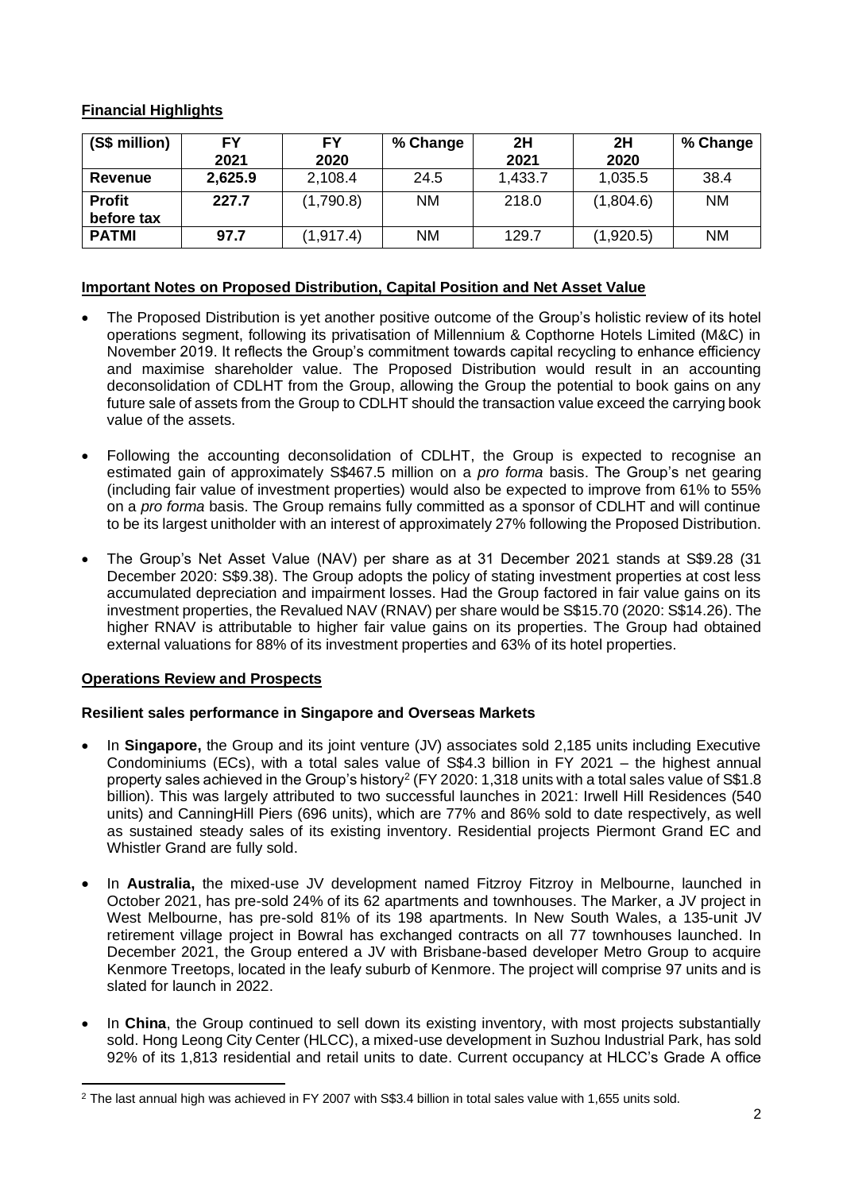## Financial Highlights

| (S$ million) | FY 2021 | FY 2020 | % Change | 2H 2021 | 2H 2020 | % Change |
|---|---|---|---|---|---|---|
| **Revenue** | **2,625.9** | 2,108.4 | 24.5 | 1,433.7 | 1,035.5 | 38.4 |
| **Profit before tax** | **227.7** | (1,790.8) | NM | 218.0 | (1,804.6) | NM |
| **PATMI** | **97.7** | (1,917.4) | NM | 129.7 | (1,920.5) | NM |

## Important Notes on Proposed Distribution, Capital Position and Net Asset Value

- The Proposed Distribution is yet another positive outcome of the Group's holistic review of its hotel operations segment, following its privatisation of Millennium & Copthorne Hotels Limited (M&C) in November 2019. It reflects the Group's commitment towards capital recycling to enhance efficiency and maximise shareholder value. The Proposed Distribution would result in an accounting deconsolidation of CDLHT from the Group, allowing the Group the potential to book gains on any future sale of assets from the Group to CDLHT should the transaction value exceed the carrying book value of the assets.

- Following the accounting deconsolidation of CDLHT, the Group is expected to recognise an estimated gain of approximately S$467.5 million on a *pro forma* basis. The Group's net gearing (including fair value of investment properties) would also be expected to improve from 61% to 55% on a *pro forma* basis. The Group remains fully committed as a sponsor of CDLHT and will continue to be its largest unitholder with an interest of approximately 27% following the Proposed Distribution.

- The Group's Net Asset Value (NAV) per share as at 31 December 2021 stands at S$9.28 (31 December 2020: S$9.38). The Group adopts the policy of stating investment properties at cost less accumulated depreciation and impairment losses. Had the Group factored in fair value gains on its investment properties, the Revalued NAV (RNAV) per share would be S$15.70 (2020: S$14.26). The higher RNAV is attributable to higher fair value gains on its properties. The Group had obtained external valuations for 88% of its investment properties and 63% of its hotel properties.

## Operations Review and Prospects

### Resilient sales performance in Singapore and Overseas Markets

- In **Singapore,** the Group and its joint venture (JV) associates sold 2,185 units including Executive Condominiums (ECs), with a total sales value of S$4.3 billion in FY 2021 – the highest annual property sales achieved in the Group's history[2] (FY 2020: 1,318 units with a total sales value of S$1.8 billion). This was largely attributed to two successful launches in 2021: Irwell Hill Residences (540 units) and CanningHill Piers (696 units), which are 77% and 86% sold to date respectively, as well as sustained steady sales of its existing inventory. Residential projects Piermont Grand EC and Whistler Grand are fully sold.

- In **Australia,** the mixed-use JV development named Fitzroy Fitzroy in Melbourne, launched in October 2021, has pre-sold 24% of its 62 apartments and townhouses. The Marker, a JV project in West Melbourne, has pre-sold 81% of its 198 apartments. In New South Wales, a 135-unit JV retirement village project in Bowral has exchanged contracts on all 77 townhouses launched. In December 2021, the Group entered a JV with Brisbane-based developer Metro Group to acquire Kenmore Treetops, located in the leafy suburb of Kenmore. The project will comprise 97 units and is slated for launch in 2022.

- In **China**, the Group continued to sell down its existing inventory, with most projects substantially sold. Hong Leong City Center (HLCC), a mixed-use development in Suzhou Industrial Park, has sold 92% of its 1,813 residential and retail units to date. Current occupancy at HLCC's Grade A office

[2] The last annual high was achieved in FY 2007 with S$3.4 billion in total sales value with 1,655 units sold.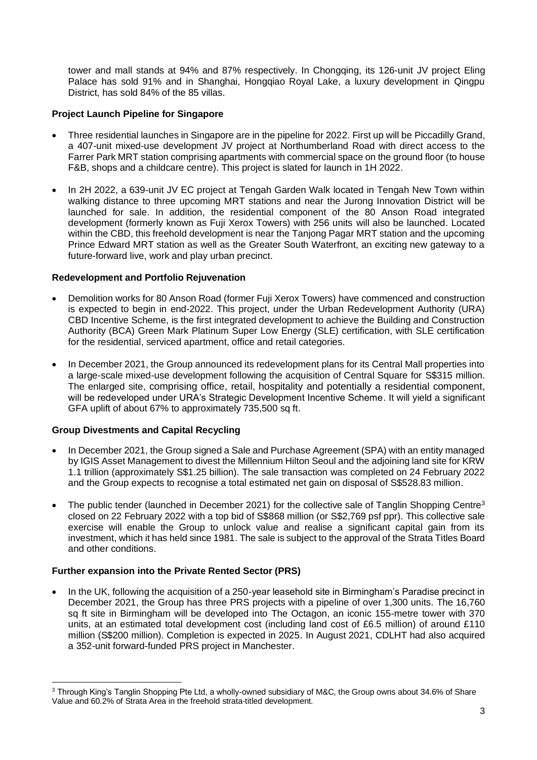tower and mall stands at 94% and 87% respectively. In Chongqing, its 126-unit JV project Eling Palace has sold 91% and in Shanghai, Hongqiao Royal Lake, a luxury development in Qingpu District, has sold 84% of the 85 villas.

**Project Launch Pipeline for Singapore**

- Three residential launches in Singapore are in the pipeline for 2022. First up will be Piccadilly Grand, a 407-unit mixed-use development JV project at Northumberland Road with direct access to the Farrer Park MRT station comprising apartments with commercial space on the ground floor (to house F&B, shops and a childcare centre). This project is slated for launch in 1H 2022.
- In 2H 2022, a 639-unit JV EC project at Tengah Garden Walk located in Tengah New Town within walking distance to three upcoming MRT stations and near the Jurong Innovation District will be launched for sale. In addition, the residential component of the 80 Anson Road integrated development (formerly known as Fuji Xerox Towers) with 256 units will also be launched. Located within the CBD, this freehold development is near the Tanjong Pagar MRT station and the upcoming Prince Edward MRT station as well as the Greater South Waterfront, an exciting new gateway to a future-forward live, work and play urban precinct.

**Redevelopment and Portfolio Rejuvenation**

- Demolition works for 80 Anson Road (former Fuji Xerox Towers) have commenced and construction is expected to begin in end-2022. This project, under the Urban Redevelopment Authority (URA) CBD Incentive Scheme, is the first integrated development to achieve the Building and Construction Authority (BCA) Green Mark Platinum Super Low Energy (SLE) certification, with SLE certification for the residential, serviced apartment, office and retail categories.
- In December 2021, the Group announced its redevelopment plans for its Central Mall properties into a large-scale mixed-use development following the acquisition of Central Square for S$315 million. The enlarged site, comprising office, retail, hospitality and potentially a residential component, will be redeveloped under URA's Strategic Development Incentive Scheme. It will yield a significant GFA uplift of about 67% to approximately 735,500 sq ft.

**Group Divestments and Capital Recycling**

- In December 2021, the Group signed a Sale and Purchase Agreement (SPA) with an entity managed by IGIS Asset Management to divest the Millennium Hilton Seoul and the adjoining land site for KRW 1.1 trillion (approximately S$1.25 billion). The sale transaction was completed on 24 February 2022 and the Group expects to recognise a total estimated net gain on disposal of S$528.83 million.
- The public tender (launched in December 2021) for the collective sale of Tanglin Shopping Centre[3] closed on 22 February 2022 with a top bid of S$868 million (or S$2,769 psf ppr). This collective sale exercise will enable the Group to unlock value and realise a significant capital gain from its investment, which it has held since 1981. The sale is subject to the approval of the Strata Titles Board and other conditions.

**Further expansion into the Private Rented Sector (PRS)**

- In the UK, following the acquisition of a 250-year leasehold site in Birmingham's Paradise precinct in December 2021, the Group has three PRS projects with a pipeline of over 1,300 units. The 16,760 sq ft site in Birmingham will be developed into The Octagon, an iconic 155-metre tower with 370 units, at an estimated total development cost (including land cost of £6.5 million) of around £110 million (S$200 million). Completion is expected in 2025. In August 2021, CDLHT had also acquired a 352-unit forward-funded PRS project in Manchester.

[3] Through King's Tanglin Shopping Pte Ltd, a wholly-owned subsidiary of M&C, the Group owns about 34.6% of Share Value and 60.2% of Strata Area in the freehold strata-titled development.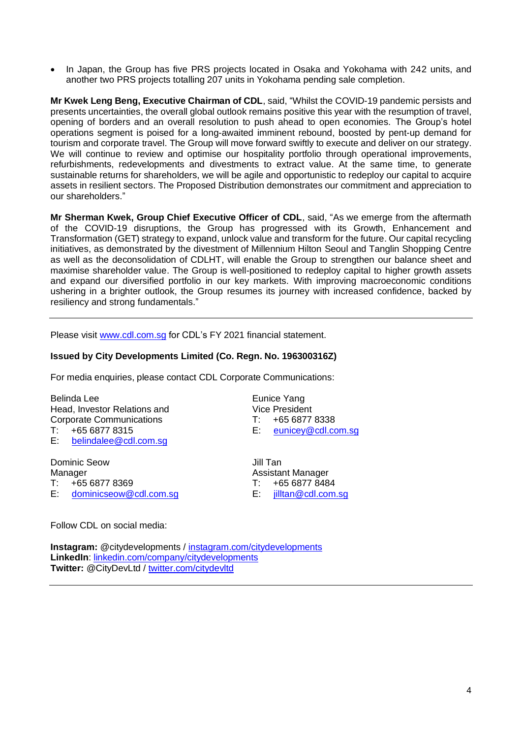- In Japan, the Group has five PRS projects located in Osaka and Yokohama with 242 units, and another two PRS projects totalling 207 units in Yokohama pending sale completion.

**Mr Kwek Leng Beng, Executive Chairman of CDL**, said, "Whilst the COVID-19 pandemic persists and presents uncertainties, the overall global outlook remains positive this year with the resumption of travel, opening of borders and an overall resolution to push ahead to open economies. The Group's hotel operations segment is poised for a long-awaited imminent rebound, boosted by pent-up demand for tourism and corporate travel. The Group will move forward swiftly to execute and deliver on our strategy. We will continue to review and optimise our hospitality portfolio through operational improvements, refurbishments, redevelopments and divestments to extract value. At the same time, to generate sustainable returns for shareholders, we will be agile and opportunistic to redeploy our capital to acquire assets in resilient sectors. The Proposed Distribution demonstrates our commitment and appreciation to our shareholders."

**Mr Sherman Kwek, Group Chief Executive Officer of CDL**, said, "As we emerge from the aftermath of the COVID-19 disruptions, the Group has progressed with its Growth, Enhancement and Transformation (GET) strategy to expand, unlock value and transform for the future. Our capital recycling initiatives, as demonstrated by the divestment of Millennium Hilton Seoul and Tanglin Shopping Centre as well as the deconsolidation of CDLHT, will enable the Group to strengthen our balance sheet and maximise shareholder value. The Group is well-positioned to redeploy capital to higher growth assets and expand our diversified portfolio in our key markets. With improving macroeconomic conditions ushering in a brighter outlook, the Group resumes its journey with increased confidence, backed by resiliency and strong fundamentals."

---

Please visit www.cdl.com.sg for CDL's FY 2021 financial statement.

**Issued by City Developments Limited (Co. Regn. No. 196300316Z)**

For media enquiries, please contact CDL Corporate Communications:

Belinda Lee
Head, Investor Relations and Corporate Communications
T: +65 6877 8315
E: belindalee@cdl.com.sg

Eunice Yang
Vice President
T: +65 6877 8338
E: eunicey@cdl.com.sg

Dominic Seow
Manager
T: +65 6877 8369
E: dominicseow@cdl.com.sg

Jill Tan
Assistant Manager
T: +65 6877 8484
E: jilltan@cdl.com.sg

Follow CDL on social media:

**Instagram:** @citydevelopments / instagram.com/citydevelopments
**LinkedIn**: linkedin.com/company/citydevelopments
**Twitter:** @CityDevLtd / twitter.com/citydevltd

---